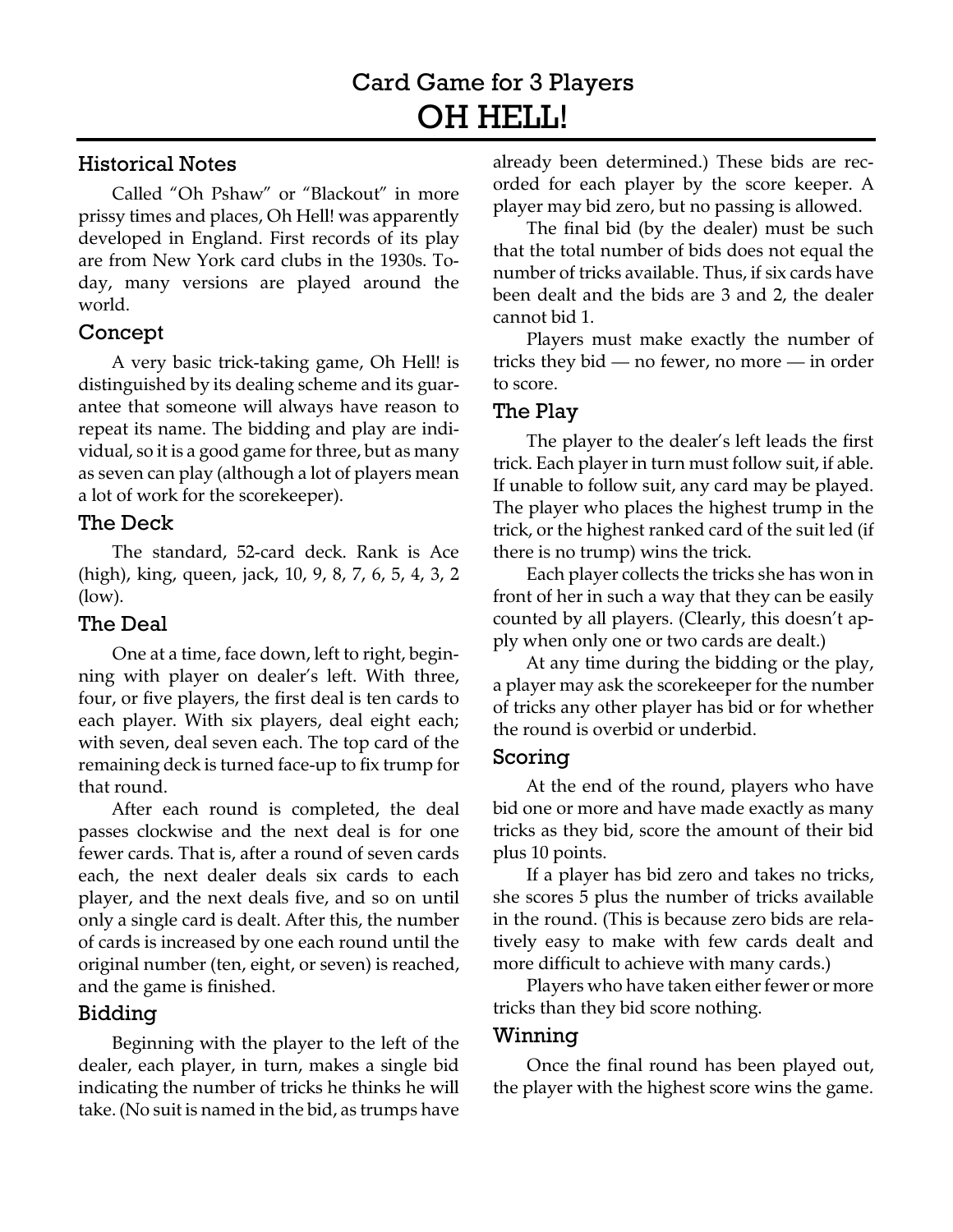## Card Game for 3 Players

# OH HELL!

### Historical Notes

Called "Oh Pshaw" or "Blackout" in more prissy times and places, Oh Hell! was apparently developed in England. First records of its play are from New York card clubs in the 1930s. Today, many versions are played around the world.

### Concept

A very basic trick-taking game, Oh Hell! is distinguished by its dealing scheme and its guarantee that someone will always have reason to repeat its name. The bidding and play are individual, so it is a good game for three, but as many as seven can play (although a lot of players mean a lot of work for the scorekeeper).

### The Deck

The standard, 52-card deck. Rank is Ace (high), king, queen, jack, 10, 9, 8, 7, 6, 5, 4, 3, 2 (low).

### The Deal

One at a time, face down, left to right, beginning with player on dealer's left. With three, four, or five players, the first deal is ten cards to each player. With six players, deal eight each; with seven, deal seven each. The top card of the remaining deck is turned face-up to fix trump for that round.

After each round is completed, the deal passes clockwise and the next deal is for one fewer cards. That is, after a round of seven cards each, the next dealer deals six cards to each player, and the next deals five, and so on until only a single card is dealt. After this, the number of cards is increased by one each round until the original number (ten, eight, or seven) is reached, and the game is finished.

### Bidding

Beginning with the player to the left of the dealer, each player, in turn, makes a single bid indicating the number of tricks he thinks he will take. (No suit is named in the bid, as trumps have already been determined.) These bids are recorded for each player by the score keeper. A player may bid zero, but no passing is allowed.

The final bid (by the dealer) must be such that the total number of bids does not equal the number of tricks available. Thus, if six cards have been dealt and the bids are 3 and 2, the dealer cannot bid 1.

Players must make exactly the number of tricks they bid — no fewer, no more — in order to score.

### The Play

The player to the dealer's left leads the first trick. Each player in turn must follow suit, if able. If unable to follow suit, any card may be played. The player who places the highest trump in the trick, or the highest ranked card of the suit led (if there is no trump) wins the trick.

Each player collects the tricks she has won in front of her in such a way that they can be easily counted by all players. (Clearly, this doesn't apply when only one or two cards are dealt.)

At any time during the bidding or the play, a player may ask the scorekeeper for the number of tricks any other player has bid or for whether the round is overbid or underbid.

### Scoring

At the end of the round, players who have bid one or more and have made exactly as many tricks as they bid, score the amount of their bid plus 10 points.

If a player has bid zero and takes no tricks, she scores 5 plus the number of tricks available in the round. (This is because zero bids are relatively easy to make with few cards dealt and more difficult to achieve with many cards.)

Players who have taken either fewer or more tricks than they bid score nothing.

### Winning

Once the final round has been played out, the player with the highest score wins the game.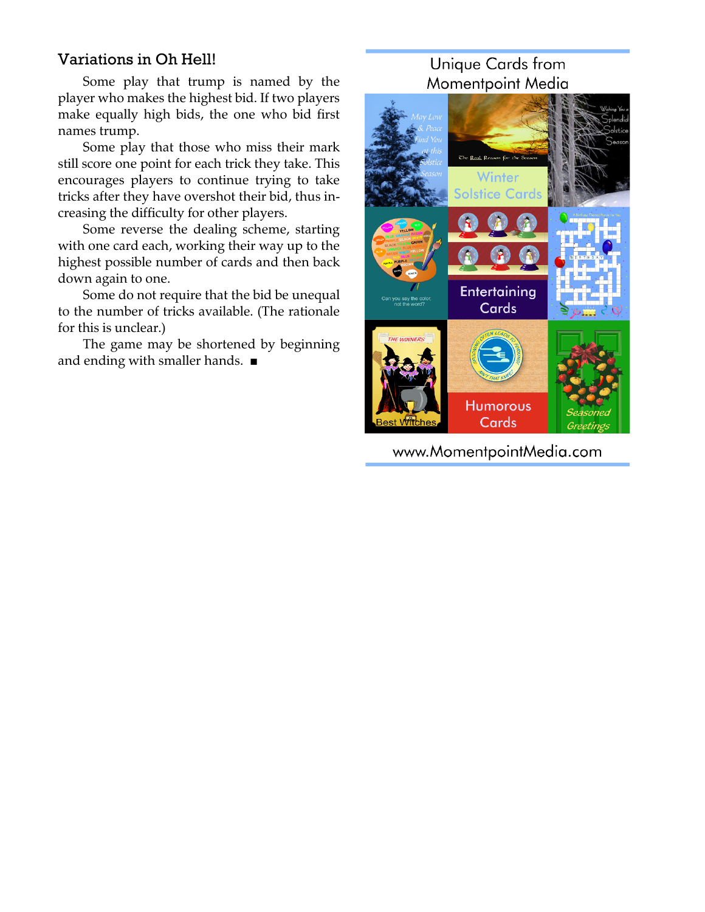## Variations in Oh Hell!

Some play that trump is named by the player who makes the highest bid. If two players make equally high bids, the one who bid first names trump.

Some play that those who miss their mark still score one point for each trick they take. This encourages players to continue trying to take tricks after they have overshot their bid, thus increasing the difficulty for other players.

Some reverse the dealing scheme, starting with one card each, working their way up to the highest possible number of cards and then back down again to one.

Some do not require that the bid be unequal to the number of tricks available. (The rationale for this is unclear.)

The game may be shortened by beginning and ending with smaller hands. ■

Unique Cards from Momentpoint Media

Winter Solstice Cards

Entertaining Cards

Humorous Cards

Seasoned Greetings

www.MomentpointMedia.com